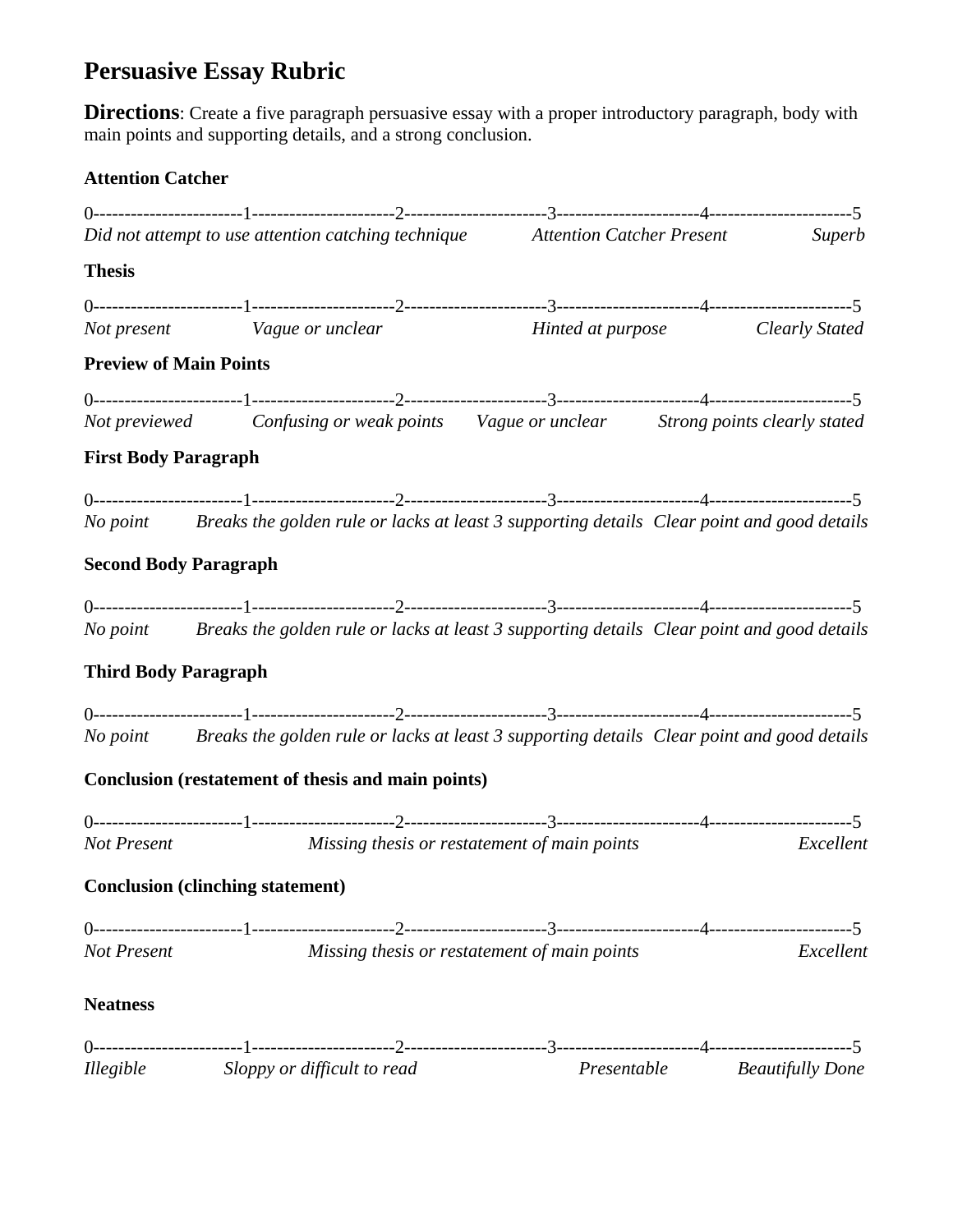# Persuasive Essay Rubric

**Directions**: Create a five paragraph persuasive essay with a proper introductory paragraph, body with main points and supporting details, and a strong conclusion.

**Attention Catcher**

0------------------------1-----------------------2-----------------------3-----------------------4-----------------------5
*Did not attempt to use attention catching technique* *Attention Catcher Present* *Superb*

**Thesis**

0------------------------1-----------------------2-----------------------3-----------------------4-----------------------5
*Not present* *Vague or unclear* *Hinted at purpose* *Clearly Stated*

**Preview of Main Points**

0------------------------1-----------------------2-----------------------3-----------------------4-----------------------5
*Not previewed* *Confusing or weak points* *Vague or unclear* *Strong points clearly stated*

**First Body Paragraph**

0------------------------1-----------------------2-----------------------3-----------------------4-----------------------5
*No point* *Breaks the golden rule or lacks at least 3 supporting details* *Clear point and good details*

**Second Body Paragraph**

0------------------------1-----------------------2-----------------------3-----------------------4-----------------------5
*No point* *Breaks the golden rule or lacks at least 3 supporting details* *Clear point and good details*

**Third Body Paragraph**

0------------------------1-----------------------2-----------------------3-----------------------4-----------------------5
*No point* *Breaks the golden rule or lacks at least 3 supporting details* *Clear point and good details*

**Conclusion (restatement of thesis and main points)**

0------------------------1-----------------------2-----------------------3-----------------------4-----------------------5
*Not Present* *Missing thesis or restatement of main points* *Excellent*

**Conclusion (clinching statement)**

0------------------------1-----------------------2-----------------------3-----------------------4-----------------------5
*Not Present* *Missing thesis or restatement of main points* *Excellent*

**Neatness**

0------------------------1-----------------------2-----------------------3-----------------------4-----------------------5
*Illegible* *Sloppy or difficult to read* *Presentable* *Beautifully Done*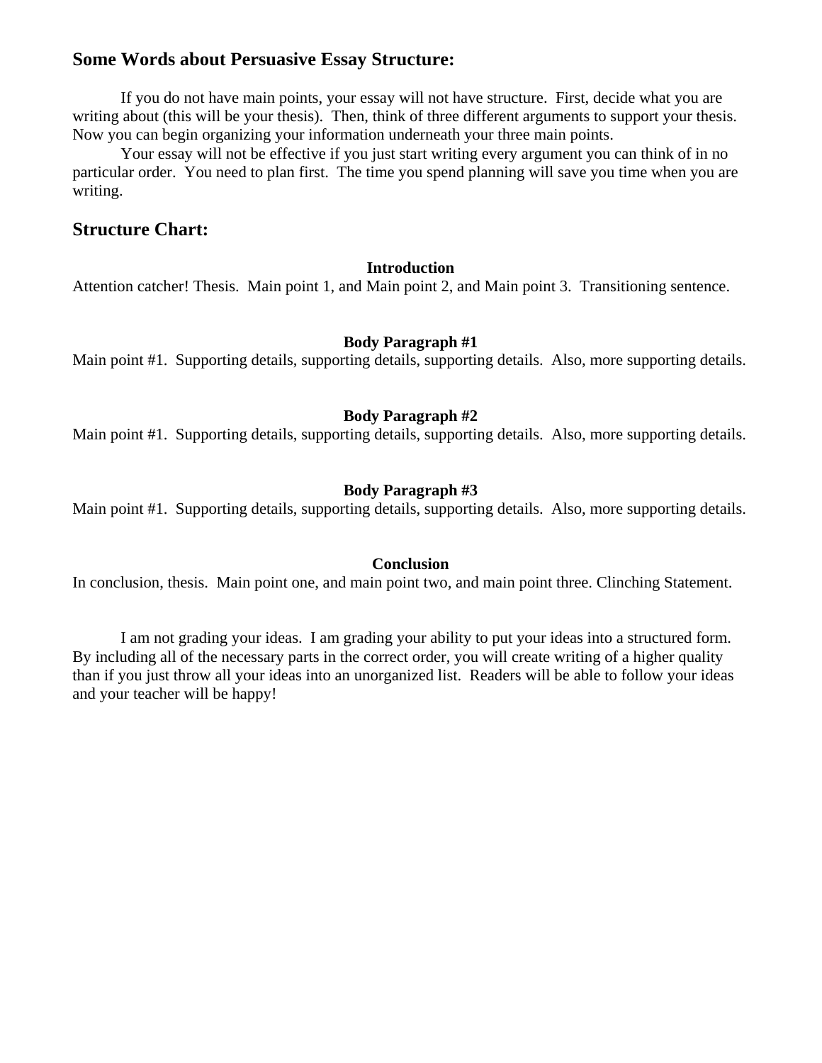## Some Words about Persuasive Essay Structure:

If you do not have main points, your essay will not have structure. First, decide what you are writing about (this will be your thesis). Then, think of three different arguments to support your thesis. Now you can begin organizing your information underneath your three main points.

Your essay will not be effective if you just start writing every argument you can think of in no particular order. You need to plan first. The time you spend planning will save you time when you are writing.

## Structure Chart:

**Introduction**

Attention catcher! Thesis. Main point 1, and Main point 2, and Main point 3. Transitioning sentence.

**Body Paragraph #1**

Main point #1. Supporting details, supporting details, supporting details. Also, more supporting details.

**Body Paragraph #2**

Main point #1. Supporting details, supporting details, supporting details. Also, more supporting details.

**Body Paragraph #3**

Main point #1. Supporting details, supporting details, supporting details. Also, more supporting details.

**Conclusion**

In conclusion, thesis. Main point one, and main point two, and main point three. Clinching Statement.

I am not grading your ideas. I am grading your ability to put your ideas into a structured form. By including all of the necessary parts in the correct order, you will create writing of a higher quality than if you just throw all your ideas into an unorganized list. Readers will be able to follow your ideas and your teacher will be happy!